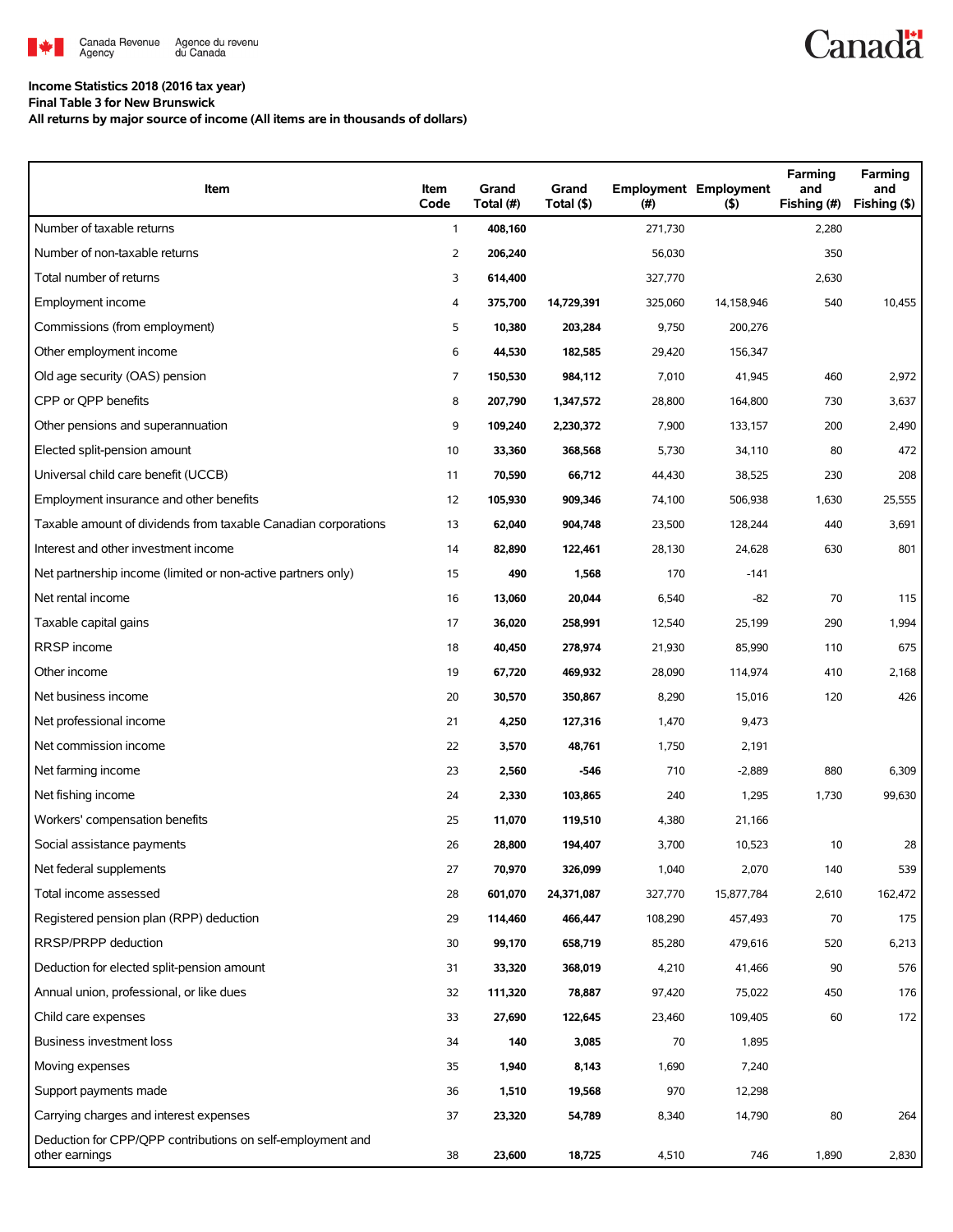Canada Revenue Agency / Agence du revenu du Canada

**Income Statistics 2018 (2016 tax year)**
**Final Table 3 for New Brunswick**
**All returns by major source of income (All items are in thousands of dollars)**

| Item | Item Code | Grand Total (#) | Grand Total ($) | Employment (#) | Employment ($) | Farming and Fishing (#) | Farming and Fishing ($) |
|---|---|---|---|---|---|---|---|
| Number of taxable returns | 1 | **408,160** | | 271,730 | | 2,280 | |
| Number of non-taxable returns | 2 | **206,240** | | 56,030 | | 350 | |
| Total number of returns | 3 | **614,400** | | 327,770 | | 2,630 | |
| Employment income | 4 | **375,700** | **14,729,391** | 325,060 | 14,158,946 | 540 | 10,455 |
| Commissions (from employment) | 5 | **10,380** | **203,284** | 9,750 | 200,276 | | |
| Other employment income | 6 | **44,530** | **182,585** | 29,420 | 156,347 | | |
| Old age security (OAS) pension | 7 | **150,530** | **984,112** | 7,010 | 41,945 | 460 | 2,972 |
| CPP or QPP benefits | 8 | **207,790** | **1,347,572** | 28,800 | 164,800 | 730 | 3,637 |
| Other pensions and superannuation | 9 | **109,240** | **2,230,372** | 7,900 | 133,157 | 200 | 2,490 |
| Elected split-pension amount | 10 | **33,360** | **368,568** | 5,730 | 34,110 | 80 | 472 |
| Universal child care benefit (UCCB) | 11 | **70,590** | **66,712** | 44,430 | 38,525 | 230 | 208 |
| Employment insurance and other benefits | 12 | **105,930** | **909,346** | 74,100 | 506,938 | 1,630 | 25,555 |
| Taxable amount of dividends from taxable Canadian corporations | 13 | **62,040** | **904,748** | 23,500 | 128,244 | 440 | 3,691 |
| Interest and other investment income | 14 | **82,890** | **122,461** | 28,130 | 24,628 | 630 | 801 |
| Net partnership income (limited or non-active partners only) | 15 | **490** | **1,568** | 170 | -141 | | |
| Net rental income | 16 | **13,060** | **20,044** | 6,540 | -82 | 70 | 115 |
| Taxable capital gains | 17 | **36,020** | **258,991** | 12,540 | 25,199 | 290 | 1,994 |
| RRSP income | 18 | **40,450** | **278,974** | 21,930 | 85,990 | 110 | 675 |
| Other income | 19 | **67,720** | **469,932** | 28,090 | 114,974 | 410 | 2,168 |
| Net business income | 20 | **30,570** | **350,867** | 8,290 | 15,016 | 120 | 426 |
| Net professional income | 21 | **4,250** | **127,316** | 1,470 | 9,473 | | |
| Net commission income | 22 | **3,570** | **48,761** | 1,750 | 2,191 | | |
| Net farming income | 23 | **2,560** | **-546** | 710 | -2,889 | 880 | 6,309 |
| Net fishing income | 24 | **2,330** | **103,865** | 240 | 1,295 | 1,730 | 99,630 |
| Workers' compensation benefits | 25 | **11,070** | **119,510** | 4,380 | 21,166 | | |
| Social assistance payments | 26 | **28,800** | **194,407** | 3,700 | 10,523 | 10 | 28 |
| Net federal supplements | 27 | **70,970** | **326,099** | 1,040 | 2,070 | 140 | 539 |
| Total income assessed | 28 | **601,070** | **24,371,087** | 327,770 | 15,877,784 | 2,610 | 162,472 |
| Registered pension plan (RPP) deduction | 29 | **114,460** | **466,447** | 108,290 | 457,493 | 70 | 175 |
| RRSP/PRPP deduction | 30 | **99,170** | **658,719** | 85,280 | 479,616 | 520 | 6,213 |
| Deduction for elected split-pension amount | 31 | **33,320** | **368,019** | 4,210 | 41,466 | 90 | 576 |
| Annual union, professional, or like dues | 32 | **111,320** | **78,887** | 97,420 | 75,022 | 450 | 176 |
| Child care expenses | 33 | **27,690** | **122,645** | 23,460 | 109,405 | 60 | 172 |
| Business investment loss | 34 | **140** | **3,085** | 70 | 1,895 | | |
| Moving expenses | 35 | **1,940** | **8,143** | 1,690 | 7,240 | | |
| Support payments made | 36 | **1,510** | **19,568** | 970 | 12,298 | | |
| Carrying charges and interest expenses | 37 | **23,320** | **54,789** | 8,340 | 14,790 | 80 | 264 |
| Deduction for CPP/QPP contributions on self-employment and other earnings | 38 | **23,600** | **18,725** | 4,510 | 746 | 1,890 | 2,830 |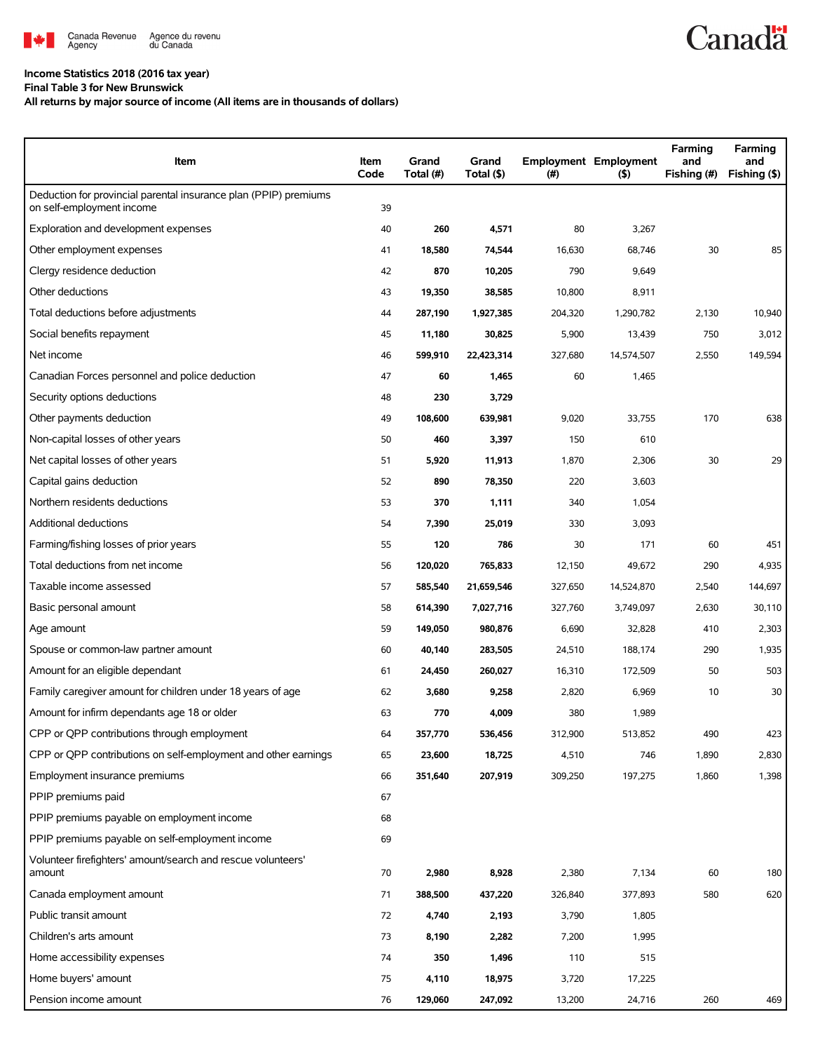**Income Statistics 2018 (2016 tax year)**
**Final Table 3 for New Brunswick**
**All returns by major source of income (All items are in thousands of dollars)**

| Item | Item Code | Grand Total (#) | Grand Total ($) | Employment (#) | Employment ($) | Farming and Fishing (#) | Farming and Fishing ($) |
|---|---|---|---|---|---|---|---|
| Deduction for provincial parental insurance plan (PPIP) premiums on self-employment income | 39 | | | | | | |
| Exploration and development expenses | 40 | **260** | **4,571** | 80 | 3,267 | | |
| Other employment expenses | 41 | **18,580** | **74,544** | 16,630 | 68,746 | 30 | 85 |
| Clergy residence deduction | 42 | **870** | **10,205** | 790 | 9,649 | | |
| Other deductions | 43 | **19,350** | **38,585** | 10,800 | 8,911 | | |
| Total deductions before adjustments | 44 | **287,190** | **1,927,385** | 204,320 | 1,290,782 | 2,130 | 10,940 |
| Social benefits repayment | 45 | **11,180** | **30,825** | 5,900 | 13,439 | 750 | 3,012 |
| Net income | 46 | **599,910** | **22,423,314** | 327,680 | 14,574,507 | 2,550 | 149,594 |
| Canadian Forces personnel and police deduction | 47 | **60** | **1,465** | 60 | 1,465 | | |
| Security options deductions | 48 | **230** | **3,729** | | | | |
| Other payments deduction | 49 | **108,600** | **639,981** | 9,020 | 33,755 | 170 | 638 |
| Non-capital losses of other years | 50 | **460** | **3,397** | 150 | 610 | | |
| Net capital losses of other years | 51 | **5,920** | **11,913** | 1,870 | 2,306 | 30 | 29 |
| Capital gains deduction | 52 | **890** | **78,350** | 220 | 3,603 | | |
| Northern residents deductions | 53 | **370** | **1,111** | 340 | 1,054 | | |
| Additional deductions | 54 | **7,390** | **25,019** | 330 | 3,093 | | |
| Farming/fishing losses of prior years | 55 | **120** | **786** | 30 | 171 | 60 | 451 |
| Total deductions from net income | 56 | **120,020** | **765,833** | 12,150 | 49,672 | 290 | 4,935 |
| Taxable income assessed | 57 | **585,540** | **21,659,546** | 327,650 | 14,524,870 | 2,540 | 144,697 |
| Basic personal amount | 58 | **614,390** | **7,027,716** | 327,760 | 3,749,097 | 2,630 | 30,110 |
| Age amount | 59 | **149,050** | **980,876** | 6,690 | 32,828 | 410 | 2,303 |
| Spouse or common-law partner amount | 60 | **40,140** | **283,505** | 24,510 | 188,174 | 290 | 1,935 |
| Amount for an eligible dependant | 61 | **24,450** | **260,027** | 16,310 | 172,509 | 50 | 503 |
| Family caregiver amount for children under 18 years of age | 62 | **3,680** | **9,258** | 2,820 | 6,969 | 10 | 30 |
| Amount for infirm dependants age 18 or older | 63 | **770** | **4,009** | 380 | 1,989 | | |
| CPP or QPP contributions through employment | 64 | **357,770** | **536,456** | 312,900 | 513,852 | 490 | 423 |
| CPP or QPP contributions on self-employment and other earnings | 65 | **23,600** | **18,725** | 4,510 | 746 | 1,890 | 2,830 |
| Employment insurance premiums | 66 | **351,640** | **207,919** | 309,250 | 197,275 | 1,860 | 1,398 |
| PPIP premiums paid | 67 | | | | | | |
| PPIP premiums payable on employment income | 68 | | | | | | |
| PPIP premiums payable on self-employment income | 69 | | | | | | |
| Volunteer firefighters' amount/search and rescue volunteers' amount | 70 | **2,980** | **8,928** | 2,380 | 7,134 | 60 | 180 |
| Canada employment amount | 71 | **388,500** | **437,220** | 326,840 | 377,893 | 580 | 620 |
| Public transit amount | 72 | **4,740** | **2,193** | 3,790 | 1,805 | | |
| Children's arts amount | 73 | **8,190** | **2,282** | 7,200 | 1,995 | | |
| Home accessibility expenses | 74 | **350** | **1,496** | 110 | 515 | | |
| Home buyers' amount | 75 | **4,110** | **18,975** | 3,720 | 17,225 | | |
| Pension income amount | 76 | **129,060** | **247,092** | 13,200 | 24,716 | 260 | 469 |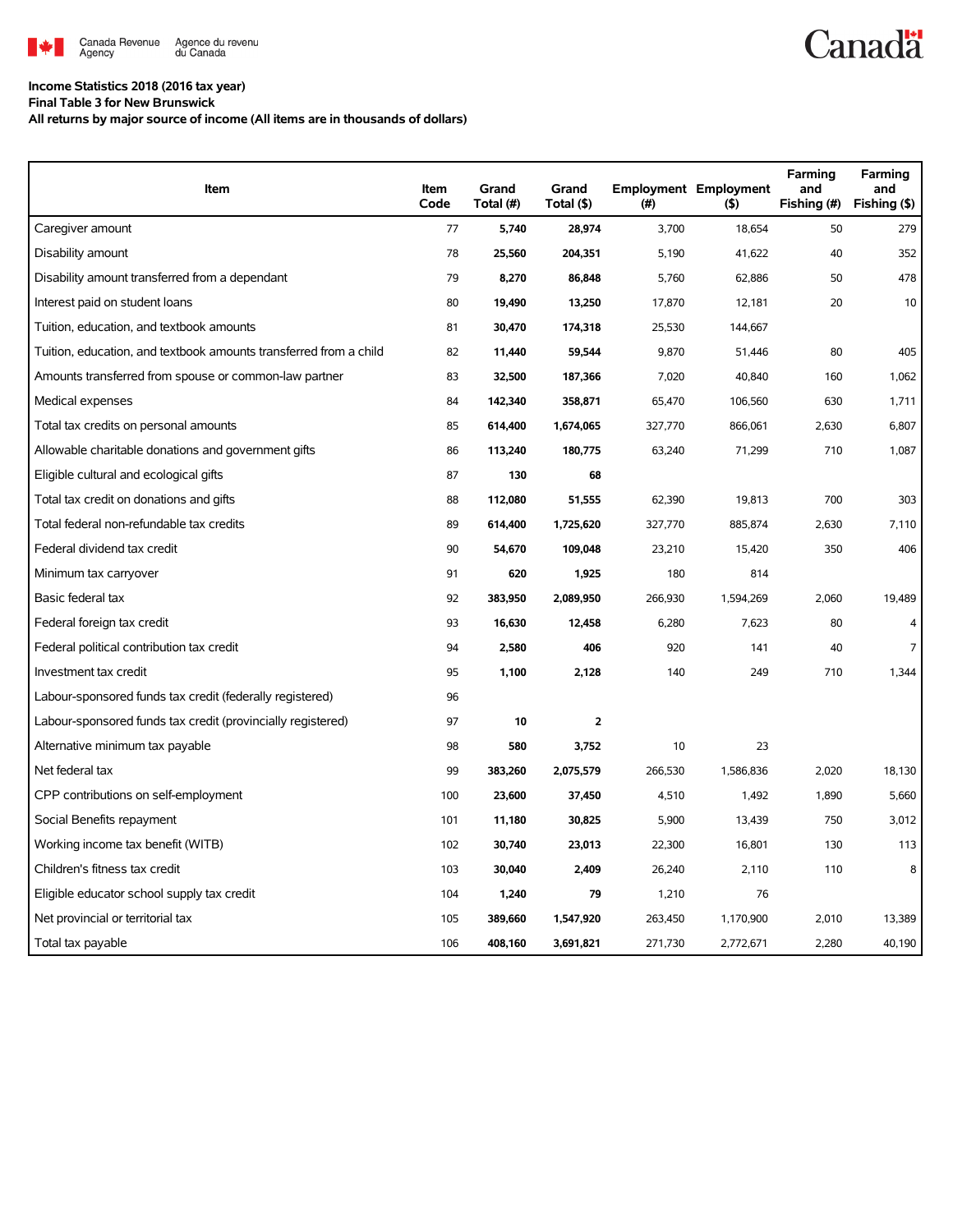**Income Statistics 2018 (2016 tax year)**
**Final Table 3 for New Brunswick**
**All returns by major source of income (All items are in thousands of dollars)**

| Item | Item Code | Grand Total (#) | Grand Total ($) | Employment (#) | Employment ($) | Farming and Fishing (#) | Farming and Fishing ($) |
|---|---|---|---|---|---|---|---|
| Caregiver amount | 77 | **5,740** | **28,974** | 3,700 | 18,654 | 50 | 279 |
| Disability amount | 78 | **25,560** | **204,351** | 5,190 | 41,622 | 40 | 352 |
| Disability amount transferred from a dependant | 79 | **8,270** | **86,848** | 5,760 | 62,886 | 50 | 478 |
| Interest paid on student loans | 80 | **19,490** | **13,250** | 17,870 | 12,181 | 20 | 10 |
| Tuition, education, and textbook amounts | 81 | **30,470** | **174,318** | 25,530 | 144,667 | | |
| Tuition, education, and textbook amounts transferred from a child | 82 | **11,440** | **59,544** | 9,870 | 51,446 | 80 | 405 |
| Amounts transferred from spouse or common-law partner | 83 | **32,500** | **187,366** | 7,020 | 40,840 | 160 | 1,062 |
| Medical expenses | 84 | **142,340** | **358,871** | 65,470 | 106,560 | 630 | 1,711 |
| Total tax credits on personal amounts | 85 | **614,400** | **1,674,065** | 327,770 | 866,061 | 2,630 | 6,807 |
| Allowable charitable donations and government gifts | 86 | **113,240** | **180,775** | 63,240 | 71,299 | 710 | 1,087 |
| Eligible cultural and ecological gifts | 87 | **130** | **68** | | | | |
| Total tax credit on donations and gifts | 88 | **112,080** | **51,555** | 62,390 | 19,813 | 700 | 303 |
| Total federal non-refundable tax credits | 89 | **614,400** | **1,725,620** | 327,770 | 885,874 | 2,630 | 7,110 |
| Federal dividend tax credit | 90 | **54,670** | **109,048** | 23,210 | 15,420 | 350 | 406 |
| Minimum tax carryover | 91 | **620** | **1,925** | 180 | 814 | | |
| Basic federal tax | 92 | **383,950** | **2,089,950** | 266,930 | 1,594,269 | 2,060 | 19,489 |
| Federal foreign tax credit | 93 | **16,630** | **12,458** | 6,280 | 7,623 | 80 | 4 |
| Federal political contribution tax credit | 94 | **2,580** | **406** | 920 | 141 | 40 | 7 |
| Investment tax credit | 95 | **1,100** | **2,128** | 140 | 249 | 710 | 1,344 |
| Labour-sponsored funds tax credit (federally registered) | 96 | | | | | | |
| Labour-sponsored funds tax credit (provincially registered) | 97 | **10** | **2** | | | | |
| Alternative minimum tax payable | 98 | **580** | **3,752** | 10 | 23 | | |
| Net federal tax | 99 | **383,260** | **2,075,579** | 266,530 | 1,586,836 | 2,020 | 18,130 |
| CPP contributions on self-employment | 100 | **23,600** | **37,450** | 4,510 | 1,492 | 1,890 | 5,660 |
| Social Benefits repayment | 101 | **11,180** | **30,825** | 5,900 | 13,439 | 750 | 3,012 |
| Working income tax benefit (WITB) | 102 | **30,740** | **23,013** | 22,300 | 16,801 | 130 | 113 |
| Children's fitness tax credit | 103 | **30,040** | **2,409** | 26,240 | 2,110 | 110 | 8 |
| Eligible educator school supply tax credit | 104 | **1,240** | **79** | 1,210 | 76 | | |
| Net provincial or territorial tax | 105 | **389,660** | **1,547,920** | 263,450 | 1,170,900 | 2,010 | 13,389 |
| Total tax payable | 106 | **408,160** | **3,691,821** | 271,730 | 2,772,671 | 2,280 | 40,190 |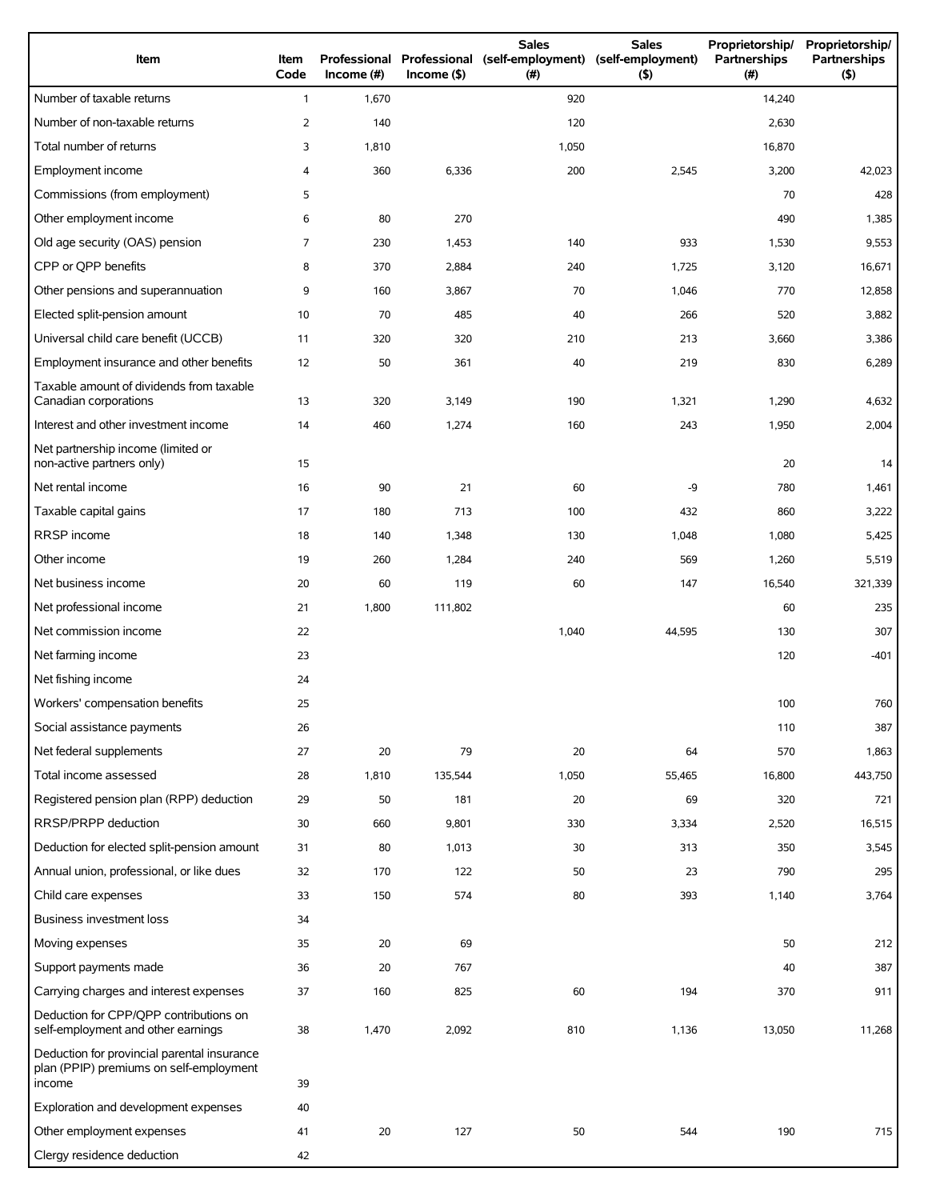| Item | Item Code | Professional Income (#) | Professional Income ($) | Sales (self-employment) (#) | Sales (self-employment) ($) | Proprietorship/ Partnerships (#) | Proprietorship/ Partnerships ($) |
|---|---|---|---|---|---|---|---|
| Number of taxable returns | 1 | 1,670 | | 920 | | 14,240 | |
| Number of non-taxable returns | 2 | 140 | | 120 | | 2,630 | |
| Total number of returns | 3 | 1,810 | | 1,050 | | 16,870 | |
| Employment income | 4 | 360 | 6,336 | 200 | 2,545 | 3,200 | 42,023 |
| Commissions (from employment) | 5 | | | | | 70 | 428 |
| Other employment income | 6 | 80 | 270 | | | 490 | 1,385 |
| Old age security (OAS) pension | 7 | 230 | 1,453 | 140 | 933 | 1,530 | 9,553 |
| CPP or QPP benefits | 8 | 370 | 2,884 | 240 | 1,725 | 3,120 | 16,671 |
| Other pensions and superannuation | 9 | 160 | 3,867 | 70 | 1,046 | 770 | 12,858 |
| Elected split-pension amount | 10 | 70 | 485 | 40 | 266 | 520 | 3,882 |
| Universal child care benefit (UCCB) | 11 | 320 | 320 | 210 | 213 | 3,660 | 3,386 |
| Employment insurance and other benefits | 12 | 50 | 361 | 40 | 219 | 830 | 6,289 |
| Taxable amount of dividends from taxable Canadian corporations | 13 | 320 | 3,149 | 190 | 1,321 | 1,290 | 4,632 |
| Interest and other investment income | 14 | 460 | 1,274 | 160 | 243 | 1,950 | 2,004 |
| Net partnership income (limited or non-active partners only) | 15 | | | | | 20 | 14 |
| Net rental income | 16 | 90 | 21 | 60 | -9 | 780 | 1,461 |
| Taxable capital gains | 17 | 180 | 713 | 100 | 432 | 860 | 3,222 |
| RRSP income | 18 | 140 | 1,348 | 130 | 1,048 | 1,080 | 5,425 |
| Other income | 19 | 260 | 1,284 | 240 | 569 | 1,260 | 5,519 |
| Net business income | 20 | 60 | 119 | 60 | 147 | 16,540 | 321,339 |
| Net professional income | 21 | 1,800 | 111,802 | | | 60 | 235 |
| Net commission income | 22 | | | 1,040 | 44,595 | 130 | 307 |
| Net farming income | 23 | | | | | 120 | -401 |
| Net fishing income | 24 | | | | | | |
| Workers' compensation benefits | 25 | | | | | 100 | 760 |
| Social assistance payments | 26 | | | | | 110 | 387 |
| Net federal supplements | 27 | 20 | 79 | 20 | 64 | 570 | 1,863 |
| Total income assessed | 28 | 1,810 | 135,544 | 1,050 | 55,465 | 16,800 | 443,750 |
| Registered pension plan (RPP) deduction | 29 | 50 | 181 | 20 | 69 | 320 | 721 |
| RRSP/PRPP deduction | 30 | 660 | 9,801 | 330 | 3,334 | 2,520 | 16,515 |
| Deduction for elected split-pension amount | 31 | 80 | 1,013 | 30 | 313 | 350 | 3,545 |
| Annual union, professional, or like dues | 32 | 170 | 122 | 50 | 23 | 790 | 295 |
| Child care expenses | 33 | 150 | 574 | 80 | 393 | 1,140 | 3,764 |
| Business investment loss | 34 | | | | | | |
| Moving expenses | 35 | 20 | 69 | | | 50 | 212 |
| Support payments made | 36 | 20 | 767 | | | 40 | 387 |
| Carrying charges and interest expenses | 37 | 160 | 825 | 60 | 194 | 370 | 911 |
| Deduction for CPP/QPP contributions on self-employment and other earnings | 38 | 1,470 | 2,092 | 810 | 1,136 | 13,050 | 11,268 |
| Deduction for provincial parental insurance plan (PPIP) premiums on self-employment income | 39 | | | | | | |
| Exploration and development expenses | 40 | | | | | | |
| Other employment expenses | 41 | 20 | 127 | 50 | 544 | 190 | 715 |
| Clergy residence deduction | 42 | | | | | | |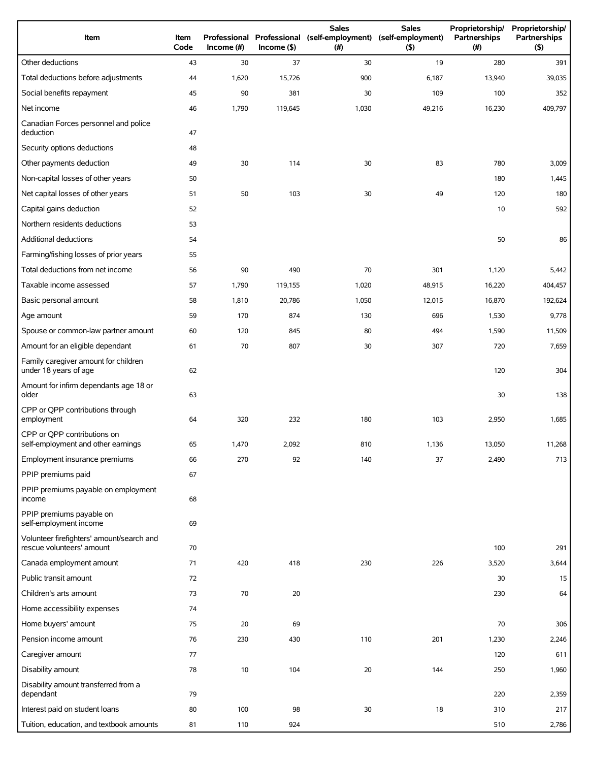| Item | Item Code | Professional Income (#) | Professional Income ($) | Sales (self-employment) (#) | Sales (self-employment) ($) | Proprietorship/ Partnerships (#) | Proprietorship/ Partnerships ($) |
|---|---|---|---|---|---|---|---|
| Other deductions | 43 | 30 | 37 | 30 | 19 | 280 | 391 |
| Total deductions before adjustments | 44 | 1,620 | 15,726 | 900 | 6,187 | 13,940 | 39,035 |
| Social benefits repayment | 45 | 90 | 381 | 30 | 109 | 100 | 352 |
| Net income | 46 | 1,790 | 119,645 | 1,030 | 49,216 | 16,230 | 409,797 |
| Canadian Forces personnel and police deduction | 47 | | | | | | |
| Security options deductions | 48 | | | | | | |
| Other payments deduction | 49 | 30 | 114 | 30 | 83 | 780 | 3,009 |
| Non-capital losses of other years | 50 | | | | | 180 | 1,445 |
| Net capital losses of other years | 51 | 50 | 103 | 30 | 49 | 120 | 180 |
| Capital gains deduction | 52 | | | | | 10 | 592 |
| Northern residents deductions | 53 | | | | | | |
| Additional deductions | 54 | | | | | 50 | 86 |
| Farming/fishing losses of prior years | 55 | | | | | | |
| Total deductions from net income | 56 | 90 | 490 | 70 | 301 | 1,120 | 5,442 |
| Taxable income assessed | 57 | 1,790 | 119,155 | 1,020 | 48,915 | 16,220 | 404,457 |
| Basic personal amount | 58 | 1,810 | 20,786 | 1,050 | 12,015 | 16,870 | 192,624 |
| Age amount | 59 | 170 | 874 | 130 | 696 | 1,530 | 9,778 |
| Spouse or common-law partner amount | 60 | 120 | 845 | 80 | 494 | 1,590 | 11,509 |
| Amount for an eligible dependant | 61 | 70 | 807 | 30 | 307 | 720 | 7,659 |
| Family caregiver amount for children under 18 years of age | 62 | | | | | 120 | 304 |
| Amount for infirm dependants age 18 or older | 63 | | | | | 30 | 138 |
| CPP or QPP contributions through employment | 64 | 320 | 232 | 180 | 103 | 2,950 | 1,685 |
| CPP or QPP contributions on self-employment and other earnings | 65 | 1,470 | 2,092 | 810 | 1,136 | 13,050 | 11,268 |
| Employment insurance premiums | 66 | 270 | 92 | 140 | 37 | 2,490 | 713 |
| PPIP premiums paid | 67 | | | | | | |
| PPIP premiums payable on employment income | 68 | | | | | | |
| PPIP premiums payable on self-employment income | 69 | | | | | | |
| Volunteer firefighters' amount/search and rescue volunteers' amount | 70 | | | | | 100 | 291 |
| Canada employment amount | 71 | 420 | 418 | 230 | 226 | 3,520 | 3,644 |
| Public transit amount | 72 | | | | | 30 | 15 |
| Children's arts amount | 73 | 70 | 20 | | | 230 | 64 |
| Home accessibility expenses | 74 | | | | | | |
| Home buyers' amount | 75 | 20 | 69 | | | 70 | 306 |
| Pension income amount | 76 | 230 | 430 | 110 | 201 | 1,230 | 2,246 |
| Caregiver amount | 77 | | | | | 120 | 611 |
| Disability amount | 78 | 10 | 104 | 20 | 144 | 250 | 1,960 |
| Disability amount transferred from a dependant | 79 | | | | | 220 | 2,359 |
| Interest paid on student loans | 80 | 100 | 98 | 30 | 18 | 310 | 217 |
| Tuition, education, and textbook amounts | 81 | 110 | 924 | | | 510 | 2,786 |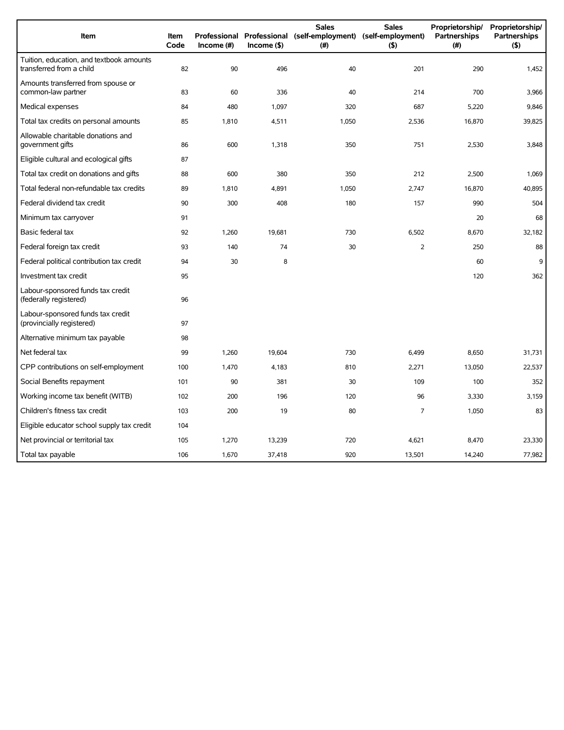| Item | Item Code | Professional Income (#) | Professional Income ($) | Sales (self-employment) (#) | Sales (self-employment) ($) | Proprietorship/ Partnerships (#) | Proprietorship/ Partnerships ($) |
|---|---|---|---|---|---|---|---|
| Tuition, education, and textbook amounts transferred from a child | 82 | 90 | 496 | 40 | 201 | 290 | 1,452 |
| Amounts transferred from spouse or common-law partner | 83 | 60 | 336 | 40 | 214 | 700 | 3,966 |
| Medical expenses | 84 | 480 | 1,097 | 320 | 687 | 5,220 | 9,846 |
| Total tax credits on personal amounts | 85 | 1,810 | 4,511 | 1,050 | 2,536 | 16,870 | 39,825 |
| Allowable charitable donations and government gifts | 86 | 600 | 1,318 | 350 | 751 | 2,530 | 3,848 |
| Eligible cultural and ecological gifts | 87 | | | | | | |
| Total tax credit on donations and gifts | 88 | 600 | 380 | 350 | 212 | 2,500 | 1,069 |
| Total federal non-refundable tax credits | 89 | 1,810 | 4,891 | 1,050 | 2,747 | 16,870 | 40,895 |
| Federal dividend tax credit | 90 | 300 | 408 | 180 | 157 | 990 | 504 |
| Minimum tax carryover | 91 | | | | | 20 | 68 |
| Basic federal tax | 92 | 1,260 | 19,681 | 730 | 6,502 | 8,670 | 32,182 |
| Federal foreign tax credit | 93 | 140 | 74 | 30 | 2 | 250 | 88 |
| Federal political contribution tax credit | 94 | 30 | 8 | | | 60 | 9 |
| Investment tax credit | 95 | | | | | 120 | 362 |
| Labour-sponsored funds tax credit (federally registered) | 96 | | | | | | |
| Labour-sponsored funds tax credit (provincially registered) | 97 | | | | | | |
| Alternative minimum tax payable | 98 | | | | | | |
| Net federal tax | 99 | 1,260 | 19,604 | 730 | 6,499 | 8,650 | 31,731 |
| CPP contributions on self-employment | 100 | 1,470 | 4,183 | 810 | 2,271 | 13,050 | 22,537 |
| Social Benefits repayment | 101 | 90 | 381 | 30 | 109 | 100 | 352 |
| Working income tax benefit (WITB) | 102 | 200 | 196 | 120 | 96 | 3,330 | 3,159 |
| Children's fitness tax credit | 103 | 200 | 19 | 80 | 7 | 1,050 | 83 |
| Eligible educator school supply tax credit | 104 | | | | | | |
| Net provincial or territorial tax | 105 | 1,270 | 13,239 | 720 | 4,621 | 8,470 | 23,330 |
| Total tax payable | 106 | 1,670 | 37,418 | 920 | 13,501 | 14,240 | 77,982 |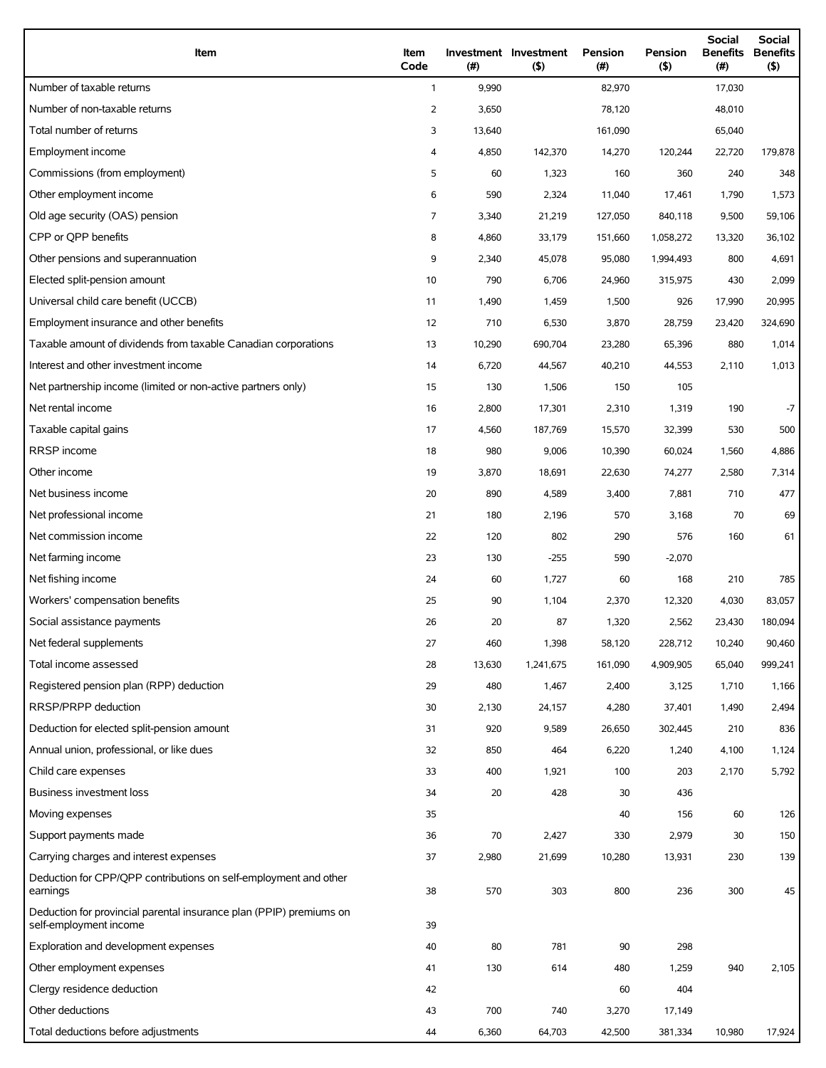| Item | Item Code | Investment (#) | Investment ($) | Pension (#) | Pension ($) | Social Benefits (#) | Social Benefits ($) |
|---|---|---|---|---|---|---|---|
| Number of taxable returns | 1 | 9,990 | | 82,970 | | 17,030 | |
| Number of non-taxable returns | 2 | 3,650 | | 78,120 | | 48,010 | |
| Total number of returns | 3 | 13,640 | | 161,090 | | 65,040 | |
| Employment income | 4 | 4,850 | 142,370 | 14,270 | 120,244 | 22,720 | 179,878 |
| Commissions (from employment) | 5 | 60 | 1,323 | 160 | 360 | 240 | 348 |
| Other employment income | 6 | 590 | 2,324 | 11,040 | 17,461 | 1,790 | 1,573 |
| Old age security (OAS) pension | 7 | 3,340 | 21,219 | 127,050 | 840,118 | 9,500 | 59,106 |
| CPP or QPP benefits | 8 | 4,860 | 33,179 | 151,660 | 1,058,272 | 13,320 | 36,102 |
| Other pensions and superannuation | 9 | 2,340 | 45,078 | 95,080 | 1,994,493 | 800 | 4,691 |
| Elected split-pension amount | 10 | 790 | 6,706 | 24,960 | 315,975 | 430 | 2,099 |
| Universal child care benefit (UCCB) | 11 | 1,490 | 1,459 | 1,500 | 926 | 17,990 | 20,995 |
| Employment insurance and other benefits | 12 | 710 | 6,530 | 3,870 | 28,759 | 23,420 | 324,690 |
| Taxable amount of dividends from taxable Canadian corporations | 13 | 10,290 | 690,704 | 23,280 | 65,396 | 880 | 1,014 |
| Interest and other investment income | 14 | 6,720 | 44,567 | 40,210 | 44,553 | 2,110 | 1,013 |
| Net partnership income (limited or non-active partners only) | 15 | 130 | 1,506 | 150 | 105 | | |
| Net rental income | 16 | 2,800 | 17,301 | 2,310 | 1,319 | 190 | -7 |
| Taxable capital gains | 17 | 4,560 | 187,769 | 15,570 | 32,399 | 530 | 500 |
| RRSP income | 18 | 980 | 9,006 | 10,390 | 60,024 | 1,560 | 4,886 |
| Other income | 19 | 3,870 | 18,691 | 22,630 | 74,277 | 2,580 | 7,314 |
| Net business income | 20 | 890 | 4,589 | 3,400 | 7,881 | 710 | 477 |
| Net professional income | 21 | 180 | 2,196 | 570 | 3,168 | 70 | 69 |
| Net commission income | 22 | 120 | 802 | 290 | 576 | 160 | 61 |
| Net farming income | 23 | 130 | -255 | 590 | -2,070 | | |
| Net fishing income | 24 | 60 | 1,727 | 60 | 168 | 210 | 785 |
| Workers' compensation benefits | 25 | 90 | 1,104 | 2,370 | 12,320 | 4,030 | 83,057 |
| Social assistance payments | 26 | 20 | 87 | 1,320 | 2,562 | 23,430 | 180,094 |
| Net federal supplements | 27 | 460 | 1,398 | 58,120 | 228,712 | 10,240 | 90,460 |
| Total income assessed | 28 | 13,630 | 1,241,675 | 161,090 | 4,909,905 | 65,040 | 999,241 |
| Registered pension plan (RPP) deduction | 29 | 480 | 1,467 | 2,400 | 3,125 | 1,710 | 1,166 |
| RRSP/PRPP deduction | 30 | 2,130 | 24,157 | 4,280 | 37,401 | 1,490 | 2,494 |
| Deduction for elected split-pension amount | 31 | 920 | 9,589 | 26,650 | 302,445 | 210 | 836 |
| Annual union, professional, or like dues | 32 | 850 | 464 | 6,220 | 1,240 | 4,100 | 1,124 |
| Child care expenses | 33 | 400 | 1,921 | 100 | 203 | 2,170 | 5,792 |
| Business investment loss | 34 | 20 | 428 | 30 | 436 | | |
| Moving expenses | 35 | | | 40 | 156 | 60 | 126 |
| Support payments made | 36 | 70 | 2,427 | 330 | 2,979 | 30 | 150 |
| Carrying charges and interest expenses | 37 | 2,980 | 21,699 | 10,280 | 13,931 | 230 | 139 |
| Deduction for CPP/QPP contributions on self-employment and other earnings | 38 | 570 | 303 | 800 | 236 | 300 | 45 |
| Deduction for provincial parental insurance plan (PPIP) premiums on self-employment income | 39 | | | | | | |
| Exploration and development expenses | 40 | 80 | 781 | 90 | 298 | | |
| Other employment expenses | 41 | 130 | 614 | 480 | 1,259 | 940 | 2,105 |
| Clergy residence deduction | 42 | | | 60 | 404 | | |
| Other deductions | 43 | 700 | 740 | 3,270 | 17,149 | | |
| Total deductions before adjustments | 44 | 6,360 | 64,703 | 42,500 | 381,334 | 10,980 | 17,924 |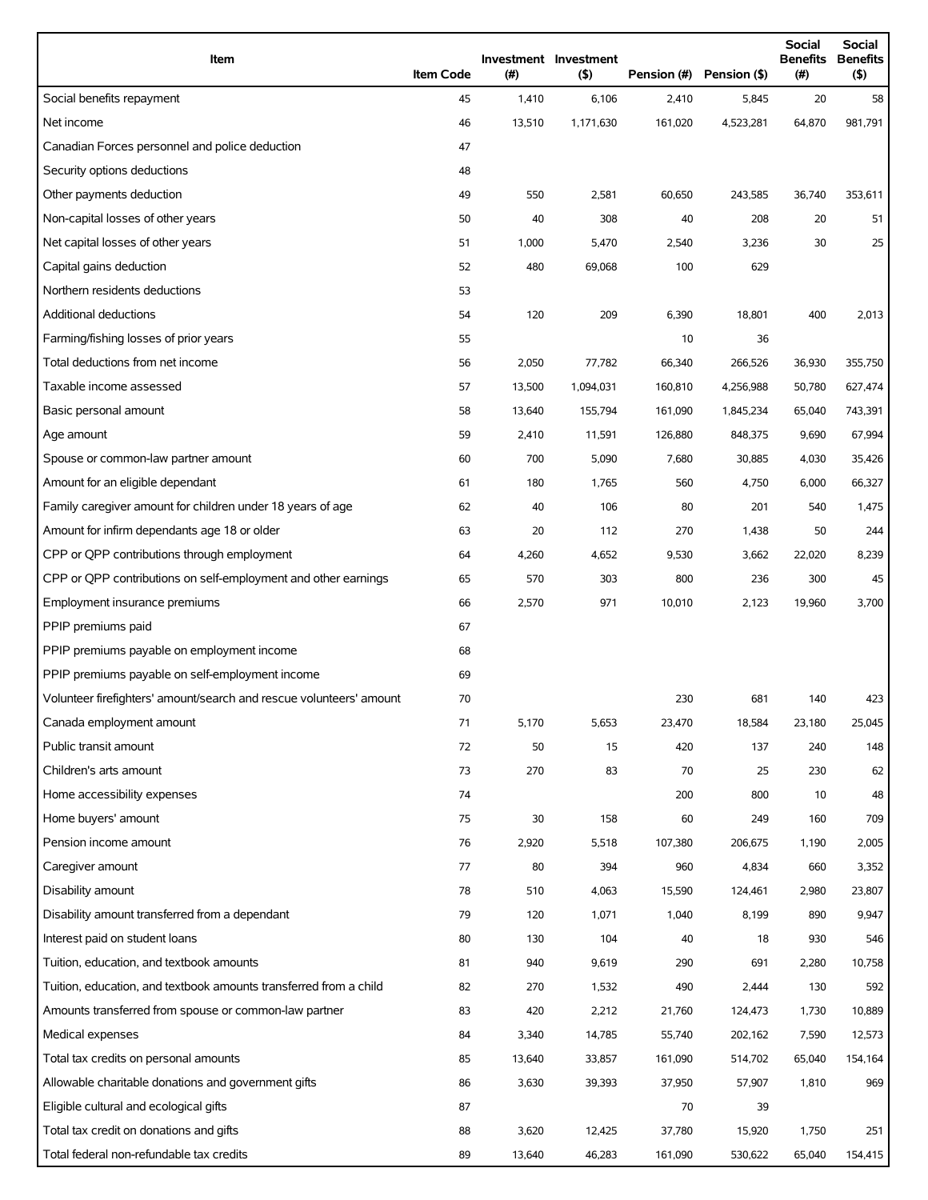| Item | Item Code | Investment (#) | Investment ($) | Pension (#) | Pension ($) | Social Benefits (#) | Social Benefits ($) |
|---|---|---|---|---|---|---|---|
| Social benefits repayment | 45 | 1,410 | 6,106 | 2,410 | 5,845 | 20 | 58 |
| Net income | 46 | 13,510 | 1,171,630 | 161,020 | 4,523,281 | 64,870 | 981,791 |
| Canadian Forces personnel and police deduction | 47 | | | | | | |
| Security options deductions | 48 | | | | | | |
| Other payments deduction | 49 | 550 | 2,581 | 60,650 | 243,585 | 36,740 | 353,611 |
| Non-capital losses of other years | 50 | 40 | 308 | 40 | 208 | 20 | 51 |
| Net capital losses of other years | 51 | 1,000 | 5,470 | 2,540 | 3,236 | 30 | 25 |
| Capital gains deduction | 52 | 480 | 69,068 | 100 | 629 | | |
| Northern residents deductions | 53 | | | | | | |
| Additional deductions | 54 | 120 | 209 | 6,390 | 18,801 | 400 | 2,013 |
| Farming/fishing losses of prior years | 55 | | | 10 | 36 | | |
| Total deductions from net income | 56 | 2,050 | 77,782 | 66,340 | 266,526 | 36,930 | 355,750 |
| Taxable income assessed | 57 | 13,500 | 1,094,031 | 160,810 | 4,256,988 | 50,780 | 627,474 |
| Basic personal amount | 58 | 13,640 | 155,794 | 161,090 | 1,845,234 | 65,040 | 743,391 |
| Age amount | 59 | 2,410 | 11,591 | 126,880 | 848,375 | 9,690 | 67,994 |
| Spouse or common-law partner amount | 60 | 700 | 5,090 | 7,680 | 30,885 | 4,030 | 35,426 |
| Amount for an eligible dependant | 61 | 180 | 1,765 | 560 | 4,750 | 6,000 | 66,327 |
| Family caregiver amount for children under 18 years of age | 62 | 40 | 106 | 80 | 201 | 540 | 1,475 |
| Amount for infirm dependants age 18 or older | 63 | 20 | 112 | 270 | 1,438 | 50 | 244 |
| CPP or QPP contributions through employment | 64 | 4,260 | 4,652 | 9,530 | 3,662 | 22,020 | 8,239 |
| CPP or QPP contributions on self-employment and other earnings | 65 | 570 | 303 | 800 | 236 | 300 | 45 |
| Employment insurance premiums | 66 | 2,570 | 971 | 10,010 | 2,123 | 19,960 | 3,700 |
| PPIP premiums paid | 67 | | | | | | |
| PPIP premiums payable on employment income | 68 | | | | | | |
| PPIP premiums payable on self-employment income | 69 | | | | | | |
| Volunteer firefighters' amount/search and rescue volunteers' amount | 70 | | | 230 | 681 | 140 | 423 |
| Canada employment amount | 71 | 5,170 | 5,653 | 23,470 | 18,584 | 23,180 | 25,045 |
| Public transit amount | 72 | 50 | 15 | 420 | 137 | 240 | 148 |
| Children's arts amount | 73 | 270 | 83 | 70 | 25 | 230 | 62 |
| Home accessibility expenses | 74 | | | 200 | 800 | 10 | 48 |
| Home buyers' amount | 75 | 30 | 158 | 60 | 249 | 160 | 709 |
| Pension income amount | 76 | 2,920 | 5,518 | 107,380 | 206,675 | 1,190 | 2,005 |
| Caregiver amount | 77 | 80 | 394 | 960 | 4,834 | 660 | 3,352 |
| Disability amount | 78 | 510 | 4,063 | 15,590 | 124,461 | 2,980 | 23,807 |
| Disability amount transferred from a dependant | 79 | 120 | 1,071 | 1,040 | 8,199 | 890 | 9,947 |
| Interest paid on student loans | 80 | 130 | 104 | 40 | 18 | 930 | 546 |
| Tuition, education, and textbook amounts | 81 | 940 | 9,619 | 290 | 691 | 2,280 | 10,758 |
| Tuition, education, and textbook amounts transferred from a child | 82 | 270 | 1,532 | 490 | 2,444 | 130 | 592 |
| Amounts transferred from spouse or common-law partner | 83 | 420 | 2,212 | 21,760 | 124,473 | 1,730 | 10,889 |
| Medical expenses | 84 | 3,340 | 14,785 | 55,740 | 202,162 | 7,590 | 12,573 |
| Total tax credits on personal amounts | 85 | 13,640 | 33,857 | 161,090 | 514,702 | 65,040 | 154,164 |
| Allowable charitable donations and government gifts | 86 | 3,630 | 39,393 | 37,950 | 57,907 | 1,810 | 969 |
| Eligible cultural and ecological gifts | 87 | | | 70 | 39 | | |
| Total tax credit on donations and gifts | 88 | 3,620 | 12,425 | 37,780 | 15,920 | 1,750 | 251 |
| Total federal non-refundable tax credits | 89 | 13,640 | 46,283 | 161,090 | 530,622 | 65,040 | 154,415 |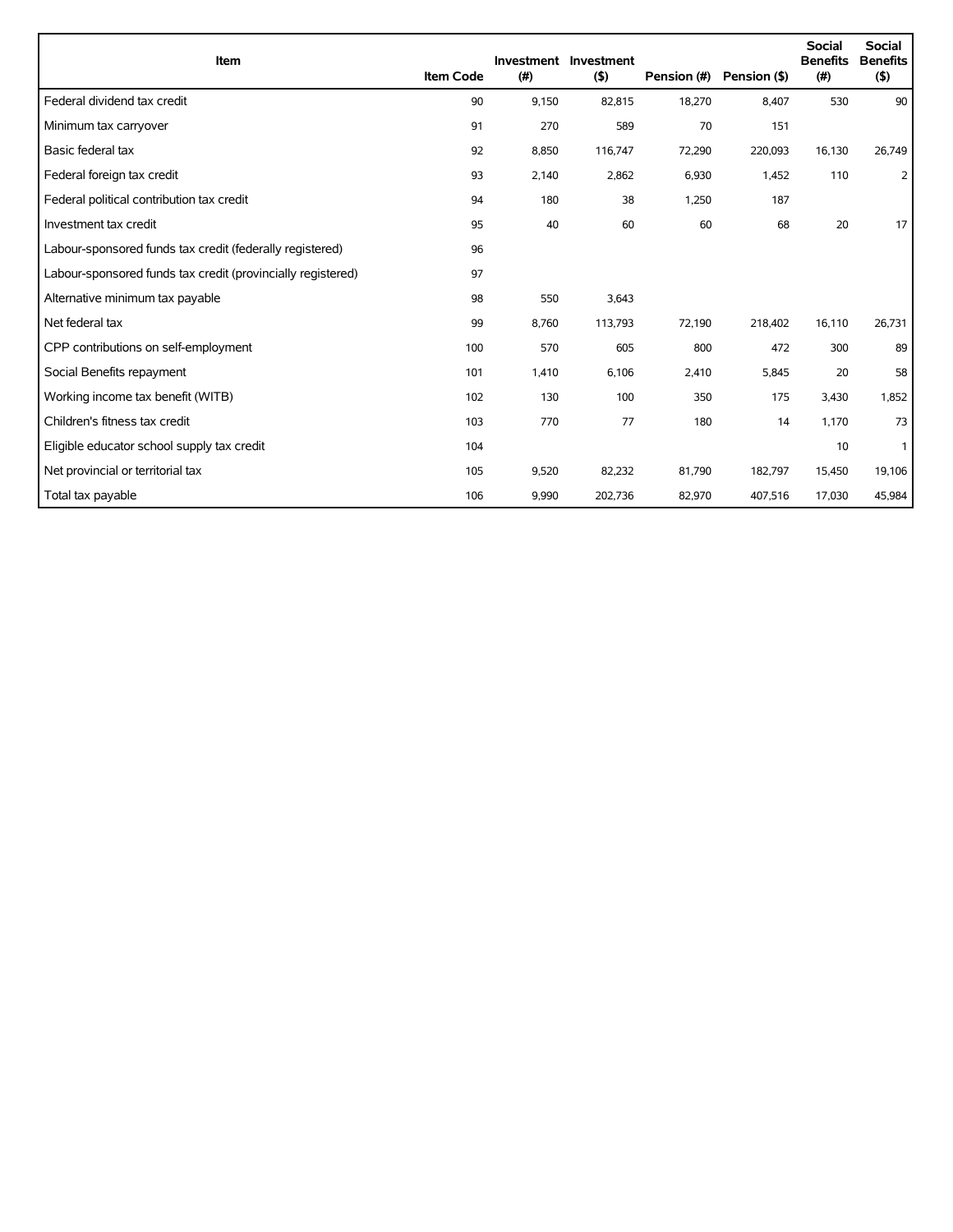| Item | Item Code | Investment (#) | Investment ($) | Pension (#) | Pension ($) | Social Benefits (#) | Social Benefits ($) |
|---|---|---|---|---|---|---|---|
| Federal dividend tax credit | 90 | 9,150 | 82,815 | 18,270 | 8,407 | 530 | 90 |
| Minimum tax carryover | 91 | 270 | 589 | 70 | 151 | | |
| Basic federal tax | 92 | 8,850 | 116,747 | 72,290 | 220,093 | 16,130 | 26,749 |
| Federal foreign tax credit | 93 | 2,140 | 2,862 | 6,930 | 1,452 | 110 | 2 |
| Federal political contribution tax credit | 94 | 180 | 38 | 1,250 | 187 | | |
| Investment tax credit | 95 | 40 | 60 | 60 | 68 | 20 | 17 |
| Labour-sponsored funds tax credit (federally registered) | 96 | | | | | | |
| Labour-sponsored funds tax credit (provincially registered) | 97 | | | | | | |
| Alternative minimum tax payable | 98 | 550 | 3,643 | | | | |
| Net federal tax | 99 | 8,760 | 113,793 | 72,190 | 218,402 | 16,110 | 26,731 |
| CPP contributions on self-employment | 100 | 570 | 605 | 800 | 472 | 300 | 89 |
| Social Benefits repayment | 101 | 1,410 | 6,106 | 2,410 | 5,845 | 20 | 58 |
| Working income tax benefit (WITB) | 102 | 130 | 100 | 350 | 175 | 3,430 | 1,852 |
| Children's fitness tax credit | 103 | 770 | 77 | 180 | 14 | 1,170 | 73 |
| Eligible educator school supply tax credit | 104 | | | | | 10 | 1 |
| Net provincial or territorial tax | 105 | 9,520 | 82,232 | 81,790 | 182,797 | 15,450 | 19,106 |
| Total tax payable | 106 | 9,990 | 202,736 | 82,970 | 407,516 | 17,030 | 45,984 |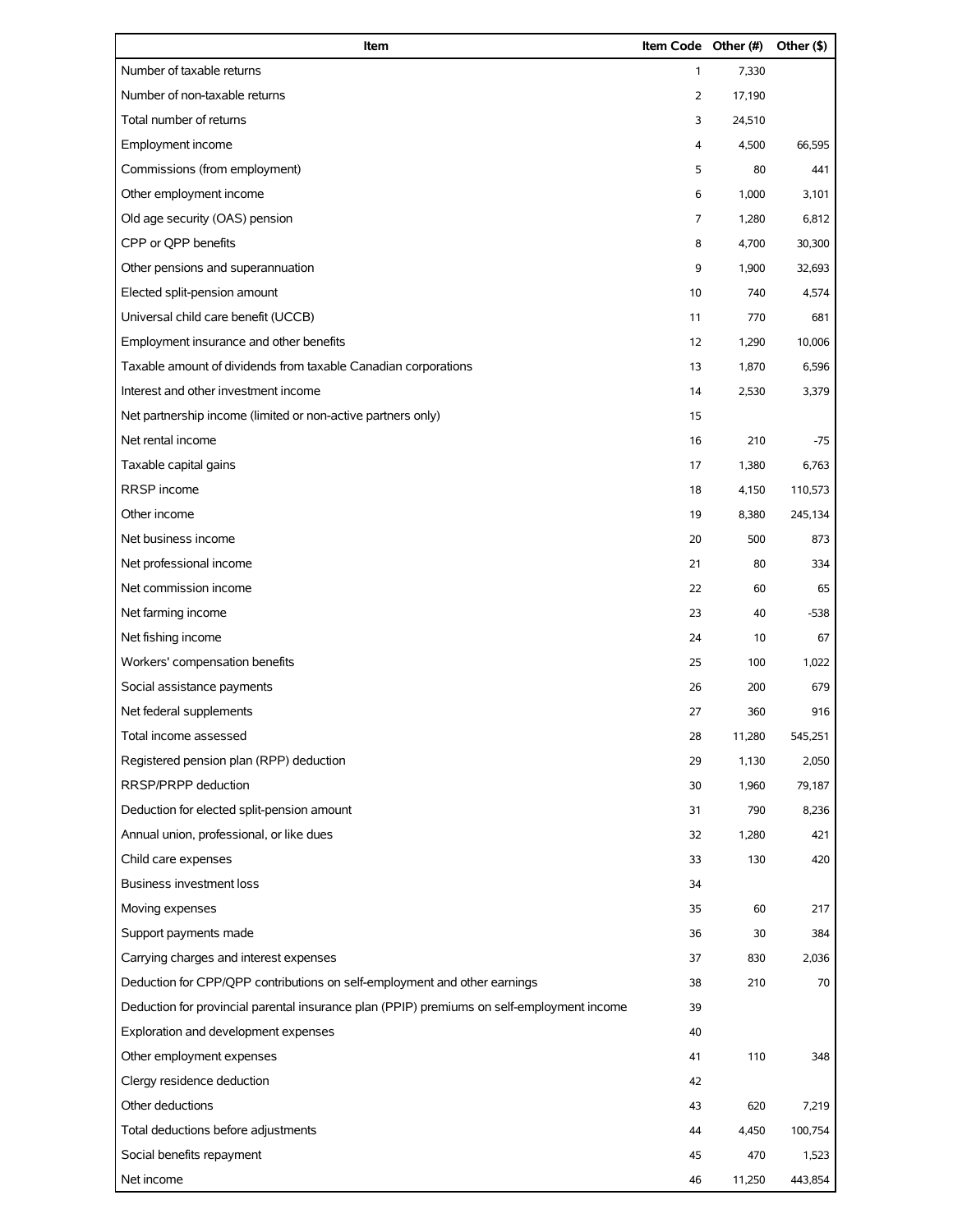| Item | Item Code | Other (#) | Other ($) |
|---|---|---|---|
| Number of taxable returns | 1 | 7,330 | |
| Number of non-taxable returns | 2 | 17,190 | |
| Total number of returns | 3 | 24,510 | |
| Employment income | 4 | 4,500 | 66,595 |
| Commissions (from employment) | 5 | 80 | 441 |
| Other employment income | 6 | 1,000 | 3,101 |
| Old age security (OAS) pension | 7 | 1,280 | 6,812 |
| CPP or QPP benefits | 8 | 4,700 | 30,300 |
| Other pensions and superannuation | 9 | 1,900 | 32,693 |
| Elected split-pension amount | 10 | 740 | 4,574 |
| Universal child care benefit (UCCB) | 11 | 770 | 681 |
| Employment insurance and other benefits | 12 | 1,290 | 10,006 |
| Taxable amount of dividends from taxable Canadian corporations | 13 | 1,870 | 6,596 |
| Interest and other investment income | 14 | 2,530 | 3,379 |
| Net partnership income (limited or non-active partners only) | 15 | | |
| Net rental income | 16 | 210 | -75 |
| Taxable capital gains | 17 | 1,380 | 6,763 |
| RRSP income | 18 | 4,150 | 110,573 |
| Other income | 19 | 8,380 | 245,134 |
| Net business income | 20 | 500 | 873 |
| Net professional income | 21 | 80 | 334 |
| Net commission income | 22 | 60 | 65 |
| Net farming income | 23 | 40 | -538 |
| Net fishing income | 24 | 10 | 67 |
| Workers' compensation benefits | 25 | 100 | 1,022 |
| Social assistance payments | 26 | 200 | 679 |
| Net federal supplements | 27 | 360 | 916 |
| Total income assessed | 28 | 11,280 | 545,251 |
| Registered pension plan (RPP) deduction | 29 | 1,130 | 2,050 |
| RRSP/PRPP deduction | 30 | 1,960 | 79,187 |
| Deduction for elected split-pension amount | 31 | 790 | 8,236 |
| Annual union, professional, or like dues | 32 | 1,280 | 421 |
| Child care expenses | 33 | 130 | 420 |
| Business investment loss | 34 | | |
| Moving expenses | 35 | 60 | 217 |
| Support payments made | 36 | 30 | 384 |
| Carrying charges and interest expenses | 37 | 830 | 2,036 |
| Deduction for CPP/QPP contributions on self-employment and other earnings | 38 | 210 | 70 |
| Deduction for provincial parental insurance plan (PPIP) premiums on self-employment income | 39 | | |
| Exploration and development expenses | 40 | | |
| Other employment expenses | 41 | 110 | 348 |
| Clergy residence deduction | 42 | | |
| Other deductions | 43 | 620 | 7,219 |
| Total deductions before adjustments | 44 | 4,450 | 100,754 |
| Social benefits repayment | 45 | 470 | 1,523 |
| Net income | 46 | 11,250 | 443,854 |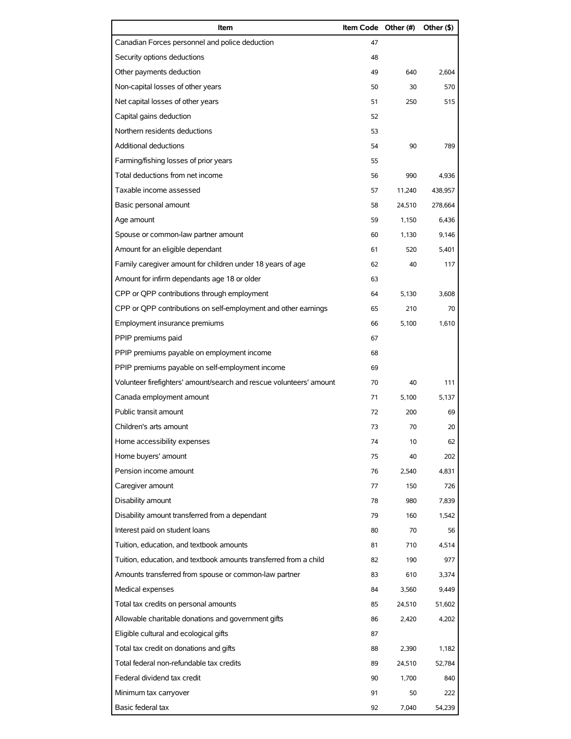| Item | Item Code | Other (#) | Other ($) |
|---|---|---|---|
| Canadian Forces personnel and police deduction | 47 | | |
| Security options deductions | 48 | | |
| Other payments deduction | 49 | 640 | 2,604 |
| Non-capital losses of other years | 50 | 30 | 570 |
| Net capital losses of other years | 51 | 250 | 515 |
| Capital gains deduction | 52 | | |
| Northern residents deductions | 53 | | |
| Additional deductions | 54 | 90 | 789 |
| Farming/fishing losses of prior years | 55 | | |
| Total deductions from net income | 56 | 990 | 4,936 |
| Taxable income assessed | 57 | 11,240 | 438,957 |
| Basic personal amount | 58 | 24,510 | 278,664 |
| Age amount | 59 | 1,150 | 6,436 |
| Spouse or common-law partner amount | 60 | 1,130 | 9,146 |
| Amount for an eligible dependant | 61 | 520 | 5,401 |
| Family caregiver amount for children under 18 years of age | 62 | 40 | 117 |
| Amount for infirm dependants age 18 or older | 63 | | |
| CPP or QPP contributions through employment | 64 | 5,130 | 3,608 |
| CPP or QPP contributions on self-employment and other earnings | 65 | 210 | 70 |
| Employment insurance premiums | 66 | 5,100 | 1,610 |
| PPIP premiums paid | 67 | | |
| PPIP premiums payable on employment income | 68 | | |
| PPIP premiums payable on self-employment income | 69 | | |
| Volunteer firefighters' amount/search and rescue volunteers' amount | 70 | 40 | 111 |
| Canada employment amount | 71 | 5,100 | 5,137 |
| Public transit amount | 72 | 200 | 69 |
| Children's arts amount | 73 | 70 | 20 |
| Home accessibility expenses | 74 | 10 | 62 |
| Home buyers' amount | 75 | 40 | 202 |
| Pension income amount | 76 | 2,540 | 4,831 |
| Caregiver amount | 77 | 150 | 726 |
| Disability amount | 78 | 980 | 7,839 |
| Disability amount transferred from a dependant | 79 | 160 | 1,542 |
| Interest paid on student loans | 80 | 70 | 56 |
| Tuition, education, and textbook amounts | 81 | 710 | 4,514 |
| Tuition, education, and textbook amounts transferred from a child | 82 | 190 | 977 |
| Amounts transferred from spouse or common-law partner | 83 | 610 | 3,374 |
| Medical expenses | 84 | 3,560 | 9,449 |
| Total tax credits on personal amounts | 85 | 24,510 | 51,602 |
| Allowable charitable donations and government gifts | 86 | 2,420 | 4,202 |
| Eligible cultural and ecological gifts | 87 | | |
| Total tax credit on donations and gifts | 88 | 2,390 | 1,182 |
| Total federal non-refundable tax credits | 89 | 24,510 | 52,784 |
| Federal dividend tax credit | 90 | 1,700 | 840 |
| Minimum tax carryover | 91 | 50 | 222 |
| Basic federal tax | 92 | 7,040 | 54,239 |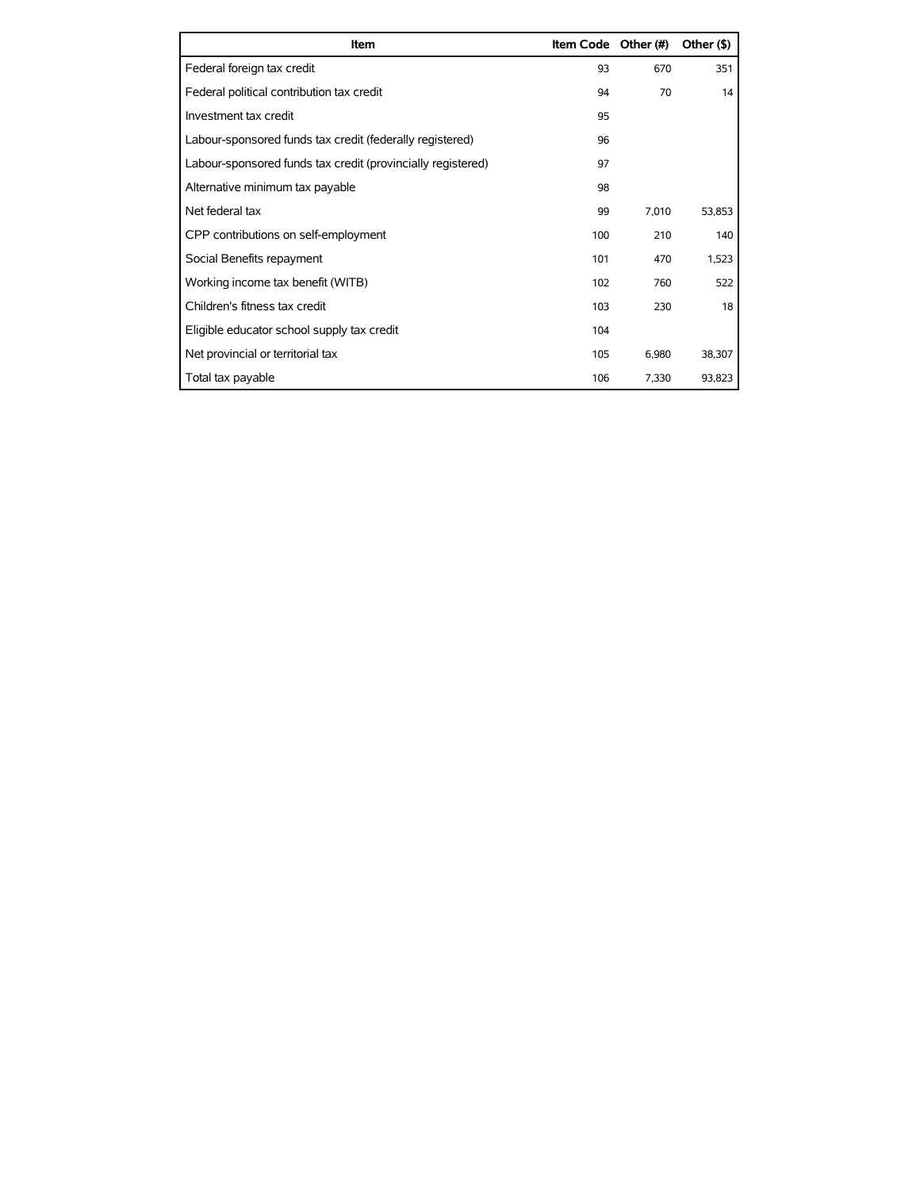| Item | Item Code | Other (#) | Other ($) |
|---|---|---|---|
| Federal foreign tax credit | 93 | 670 | 351 |
| Federal political contribution tax credit | 94 | 70 | 14 |
| Investment tax credit | 95 | | |
| Labour-sponsored funds tax credit (federally registered) | 96 | | |
| Labour-sponsored funds tax credit (provincially registered) | 97 | | |
| Alternative minimum tax payable | 98 | | |
| Net federal tax | 99 | 7,010 | 53,853 |
| CPP contributions on self-employment | 100 | 210 | 140 |
| Social Benefits repayment | 101 | 470 | 1,523 |
| Working income tax benefit (WITB) | 102 | 760 | 522 |
| Children's fitness tax credit | 103 | 230 | 18 |
| Eligible educator school supply tax credit | 104 | | |
| Net provincial or territorial tax | 105 | 6,980 | 38,307 |
| Total tax payable | 106 | 7,330 | 93,823 |